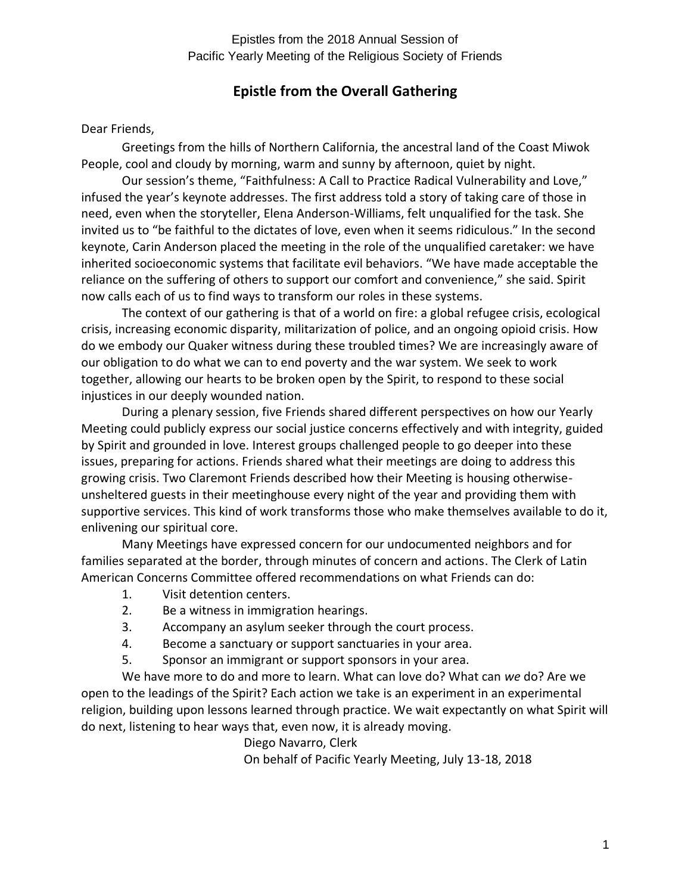Epistles from the 2018 Annual Session of
Pacific Yearly Meeting of the Religious Society of Friends

## Epistle from the Overall Gathering

Dear Friends,

Greetings from the hills of Northern California, the ancestral land of the Coast Miwok People, cool and cloudy by morning, warm and sunny by afternoon, quiet by night.

Our session's theme, "Faithfulness: A Call to Practice Radical Vulnerability and Love," infused the year's keynote addresses. The first address told a story of taking care of those in need, even when the storyteller, Elena Anderson-Williams, felt unqualified for the task. She invited us to "be faithful to the dictates of love, even when it seems ridiculous." In the second keynote, Carin Anderson placed the meeting in the role of the unqualified caretaker: we have inherited socioeconomic systems that facilitate evil behaviors. "We have made acceptable the reliance on the suffering of others to support our comfort and convenience," she said. Spirit now calls each of us to find ways to transform our roles in these systems.

The context of our gathering is that of a world on fire: a global refugee crisis, ecological crisis, increasing economic disparity, militarization of police, and an ongoing opioid crisis. How do we embody our Quaker witness during these troubled times? We are increasingly aware of our obligation to do what we can to end poverty and the war system. We seek to work together, allowing our hearts to be broken open by the Spirit, to respond to these social injustices in our deeply wounded nation.

During a plenary session, five Friends shared different perspectives on how our Yearly Meeting could publicly express our social justice concerns effectively and with integrity, guided by Spirit and grounded in love. Interest groups challenged people to go deeper into these issues, preparing for actions. Friends shared what their meetings are doing to address this growing crisis. Two Claremont Friends described how their Meeting is housing otherwise-unsheltered guests in their meetinghouse every night of the year and providing them with supportive services. This kind of work transforms those who make themselves available to do it, enlivening our spiritual core.

Many Meetings have expressed concern for our undocumented neighbors and for families separated at the border, through minutes of concern and actions. The Clerk of Latin American Concerns Committee offered recommendations on what Friends can do:

1. Visit detention centers.
2. Be a witness in immigration hearings.
3. Accompany an asylum seeker through the court process.
4. Become a sanctuary or support sanctuaries in your area.
5. Sponsor an immigrant or support sponsors in your area.

We have more to do and more to learn. What can love do? What can *we* do? Are we open to the leadings of the Spirit? Each action we take is an experiment in an experimental religion, building upon lessons learned through practice. We wait expectantly on what Spirit will do next, listening to hear ways that, even now, it is already moving.

Diego Navarro, Clerk
On behalf of Pacific Yearly Meeting, July 13-18, 2018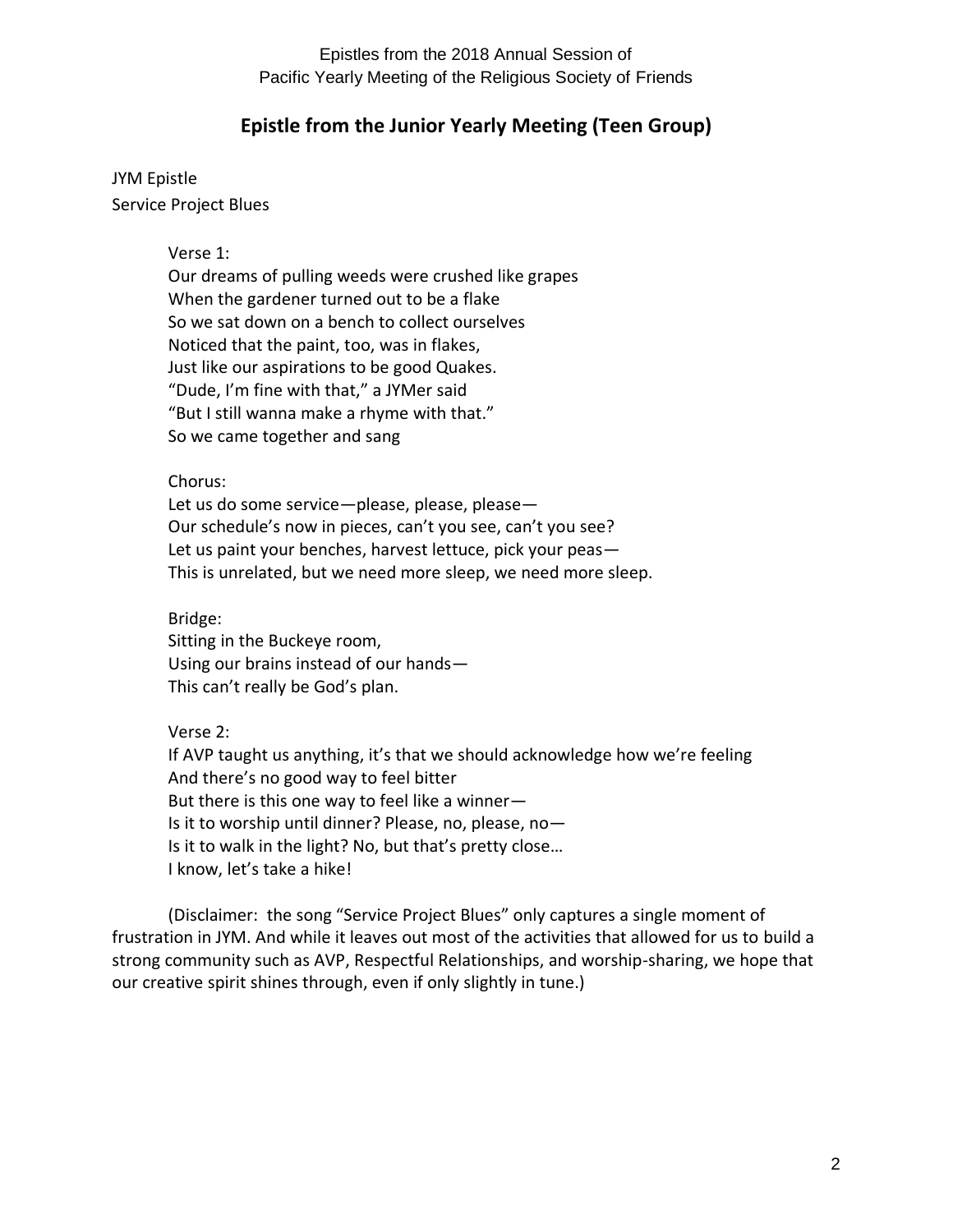## Epistle from the Junior Yearly Meeting (Teen Group)

JYM Epistle
Service Project Blues

Verse 1:
Our dreams of pulling weeds were crushed like grapes
When the gardener turned out to be a flake
So we sat down on a bench to collect ourselves
Noticed that the paint, too, was in flakes,
Just like our aspirations to be good Quakes.
"Dude, I'm fine with that," a JYMer said
"But I still wanna make a rhyme with that."
So we came together and sang

Chorus:
Let us do some service—please, please, please—
Our schedule's now in pieces, can't you see, can't you see?
Let us paint your benches, harvest lettuce, pick your peas—
This is unrelated, but we need more sleep, we need more sleep.

Bridge:
Sitting in the Buckeye room,
Using our brains instead of our hands—
This can't really be God's plan.

Verse 2:
If AVP taught us anything, it's that we should acknowledge how we're feeling
And there's no good way to feel bitter
But there is this one way to feel like a winner—
Is it to worship until dinner? Please, no, please, no—
Is it to walk in the light? No, but that's pretty close…
I know, let's take a hike!

(Disclaimer: the song "Service Project Blues" only captures a single moment of frustration in JYM. And while it leaves out most of the activities that allowed for us to build a strong community such as AVP, Respectful Relationships, and worship-sharing, we hope that our creative spirit shines through, even if only slightly in tune.)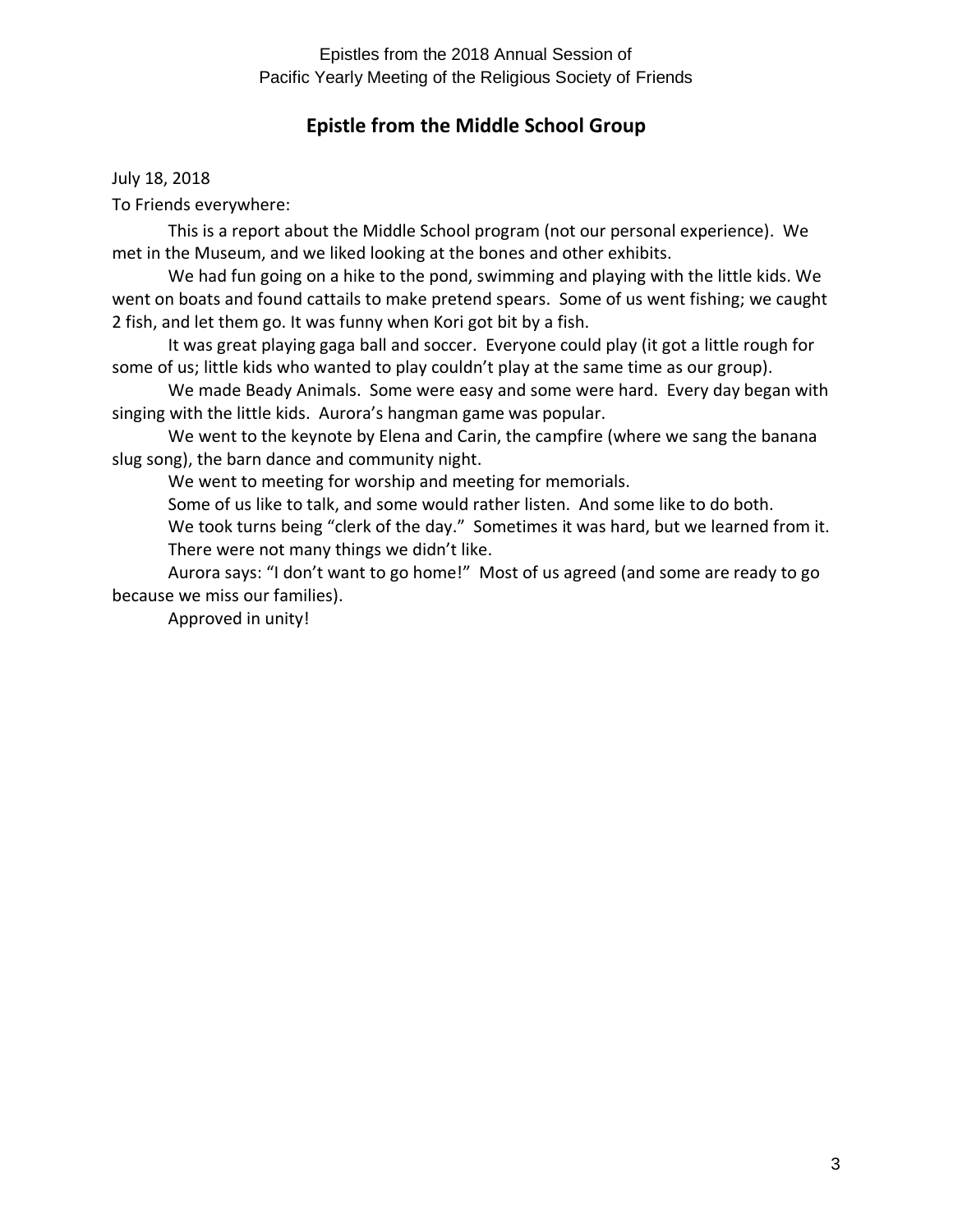## Epistle from the Middle School Group

July 18, 2018

To Friends everywhere:

This is a report about the Middle School program (not our personal experience). We met in the Museum, and we liked looking at the bones and other exhibits.

We had fun going on a hike to the pond, swimming and playing with the little kids. We went on boats and found cattails to make pretend spears. Some of us went fishing; we caught 2 fish, and let them go. It was funny when Kori got bit by a fish.

It was great playing gaga ball and soccer. Everyone could play (it got a little rough for some of us; little kids who wanted to play couldn't play at the same time as our group).

We made Beady Animals. Some were easy and some were hard. Every day began with singing with the little kids. Aurora's hangman game was popular.

We went to the keynote by Elena and Carin, the campfire (where we sang the banana slug song), the barn dance and community night.

We went to meeting for worship and meeting for memorials.

Some of us like to talk, and some would rather listen. And some like to do both.

We took turns being "clerk of the day." Sometimes it was hard, but we learned from it.

There were not many things we didn't like.

Aurora says: "I don't want to go home!" Most of us agreed (and some are ready to go because we miss our families).

Approved in unity!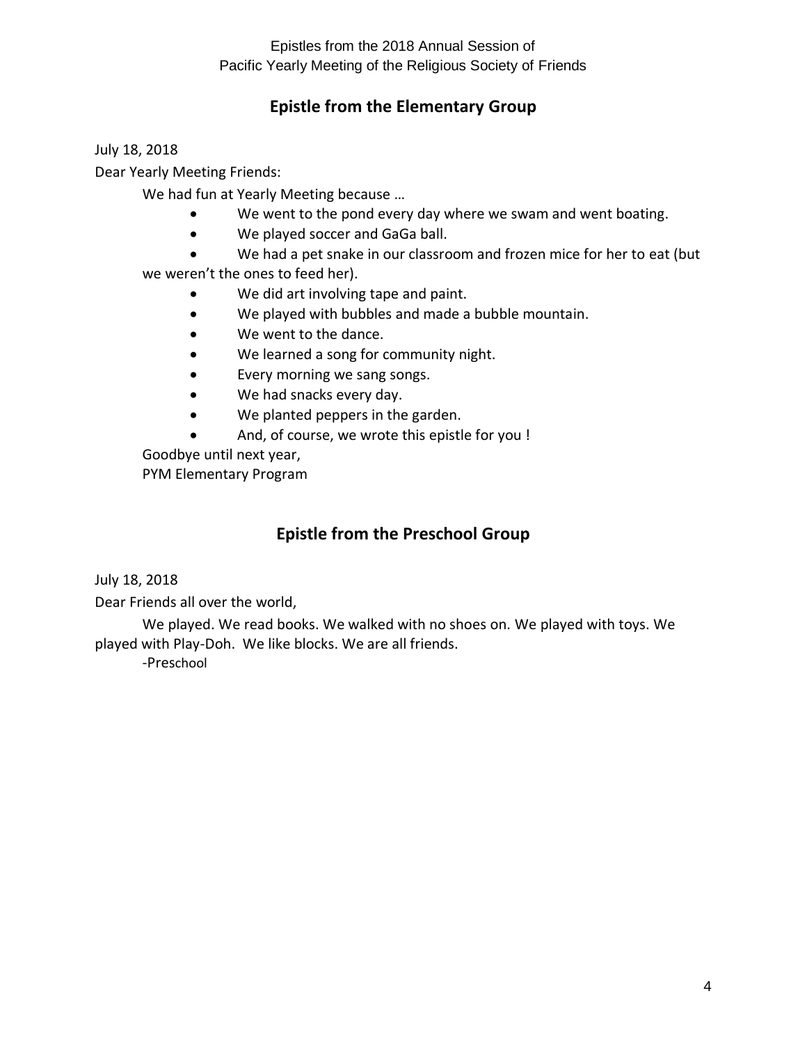## Epistle from the Elementary Group

July 18, 2018

Dear Yearly Meeting Friends:

We had fun at Yearly Meeting because …

- We went to the pond every day where we swam and went boating.
- We played soccer and GaGa ball.
- We had a pet snake in our classroom and frozen mice for her to eat (but we weren't the ones to feed her).
- We did art involving tape and paint.
- We played with bubbles and made a bubble mountain.
- We went to the dance.
- We learned a song for community night.
- Every morning we sang songs.
- We had snacks every day.
- We planted peppers in the garden.
- And, of course, we wrote this epistle for you !

Goodbye until next year,

PYM Elementary Program

## Epistle from the Preschool Group

July 18, 2018

Dear Friends all over the world,

We played. We read books. We walked with no shoes on. We played with toys. We played with Play-Doh. We like blocks. We are all friends.

-Preschool